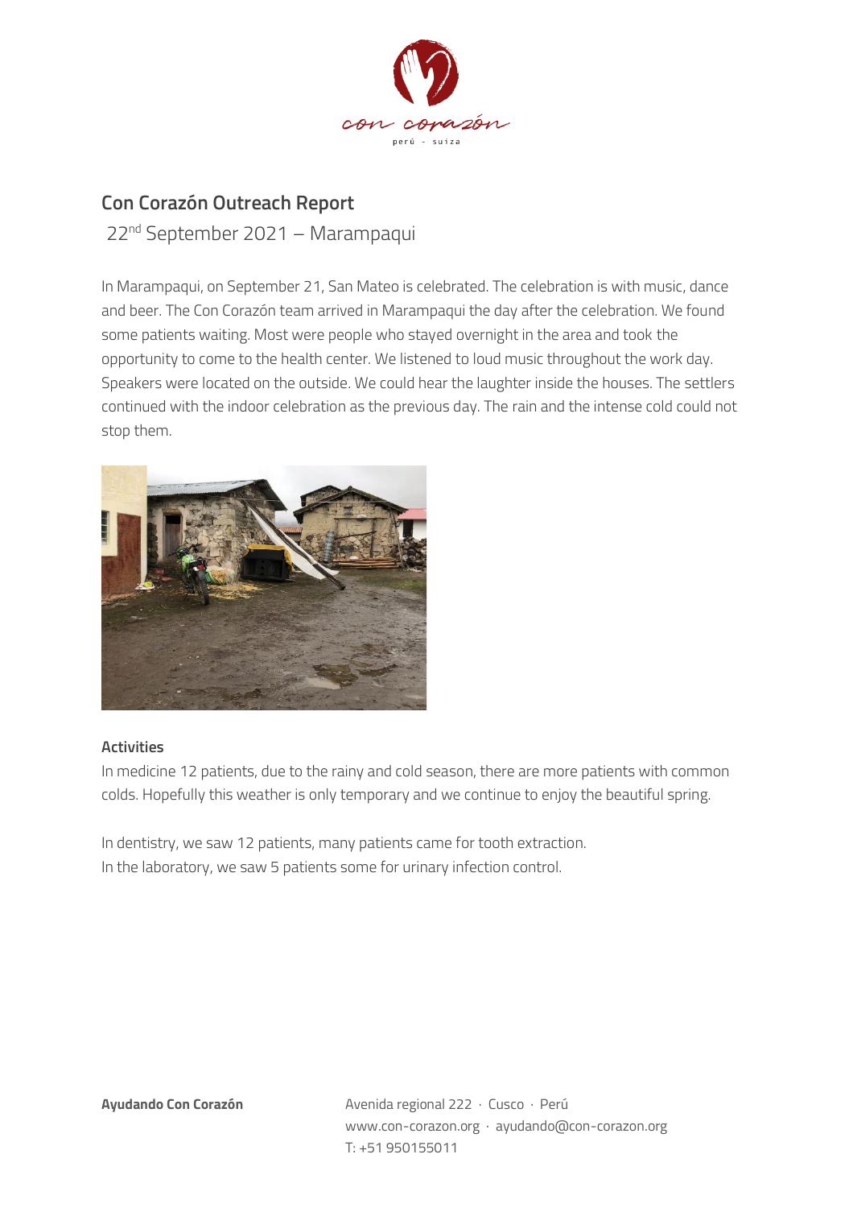## Con Corazón Outreach Report

22nd September 2021 – Marampaqui

In Marampaqui, on September 21, San Mateo is celebrated. The celebration is with music, dance and beer. The Con Corazón team arrived in Marampaqui the day after the celebration. We found some patients waiting. Most were people who stayed overnight in the area and took the opportunity to come to the health center. We listened to loud music throughout the work day. Speakers were located on the outside. We could hear the laughter inside the houses. The settlers continued with the indoor celebration as the previous day. The rain and the intense cold could not stop them.

**Activities**

In medicine 12 patients, due to the rainy and cold season, there are more patients with common colds. Hopefully this weather is only temporary and we continue to enjoy the beautiful spring.

In dentistry, we saw 12 patients, many patients came for tooth extraction.
In the laboratory, we saw 5 patients some for urinary infection control.

**Ayudando Con Corazón**

Avenida regional 222 · Cusco · Perú
www.con-corazon.org · ayudando@con-corazon.org
T: +51 950155011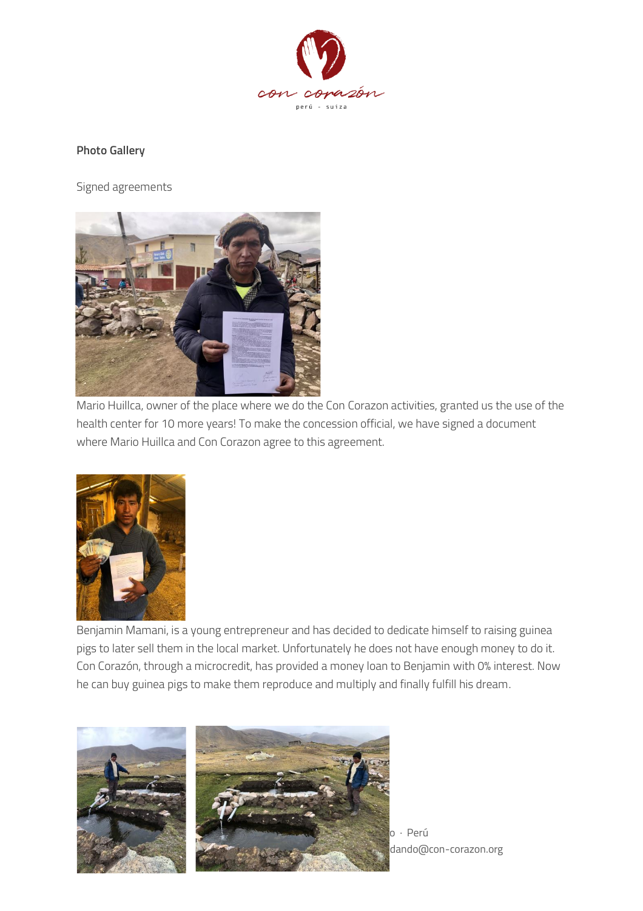**Photo Gallery**

Signed agreements

Mario Huillca, owner of the place where we do the Con Corazon activities, granted us the use of the health center for 10 more years! To make the concession official, we have signed a document where Mario Huillca and Con Corazon agree to this agreement.

Benjamin Mamani, is a young entrepreneur and has decided to dedicate himself to raising guinea pigs to later sell them in the local market. Unfortunately he does not have enough money to do it. Con Corazón, through a microcredit, has provided a money loan to Benjamin with 0% interest. Now he can buy guinea pigs to make them reproduce and multiply and finally fulfill his dream.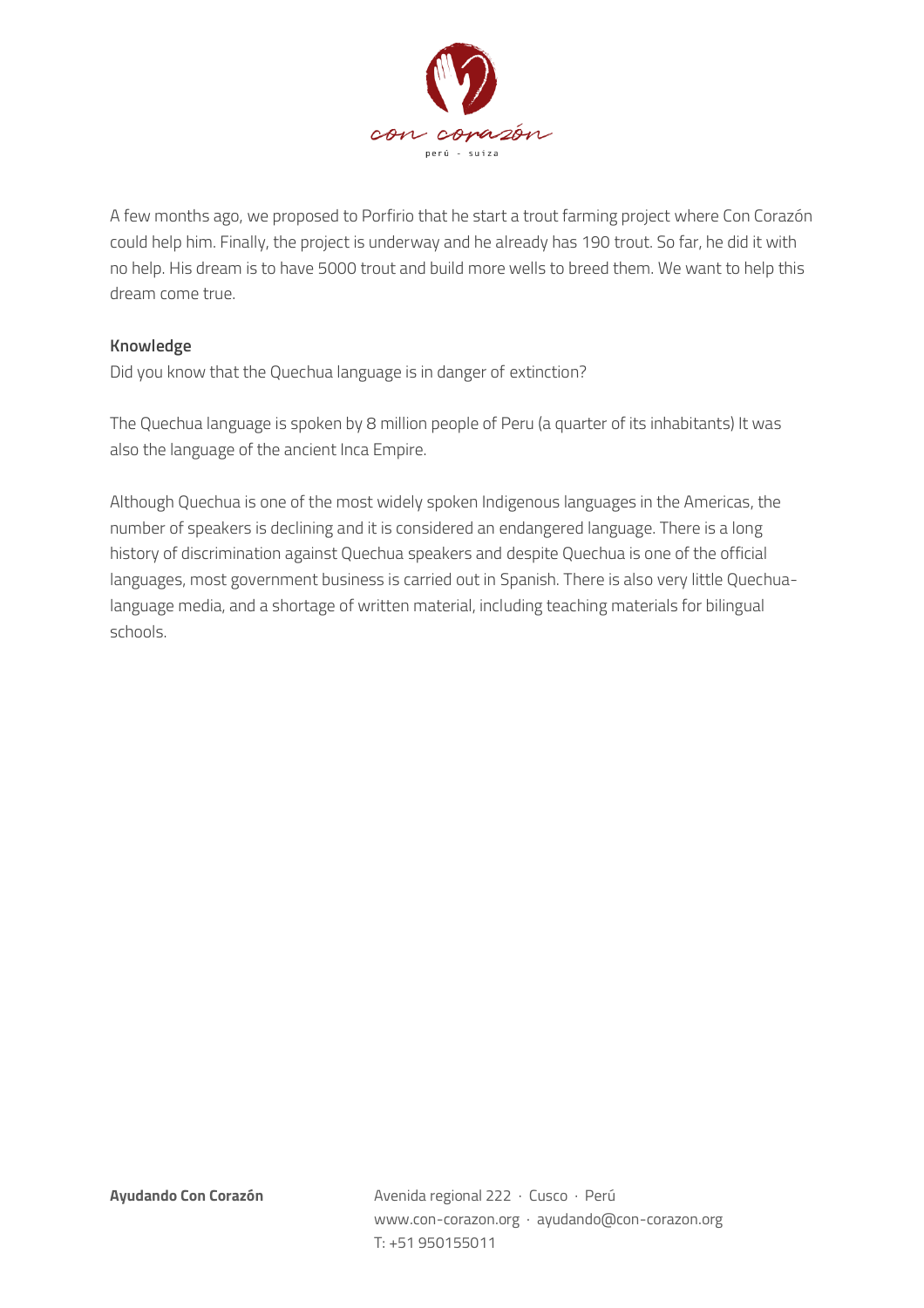A few months ago, we proposed to Porfirio that he start a trout farming project where Con Corazón could help him. Finally, the project is underway and he already has 190 trout. So far, he did it with no help. His dream is to have 5000 trout and build more wells to breed them. We want to help this dream come true.

**Knowledge**

Did you know that the Quechua language is in danger of extinction?

The Quechua language is spoken by 8 million people of Peru (a quarter of its inhabitants) It was also the language of the ancient Inca Empire.

Although Quechua is one of the most widely spoken Indigenous languages in the Americas, the number of speakers is declining and it is considered an endangered language. There is a long history of discrimination against Quechua speakers and despite Quechua is one of the official languages, most government business is carried out in Spanish. There is also very little Quechua-language media, and a shortage of written material, including teaching materials for bilingual schools.